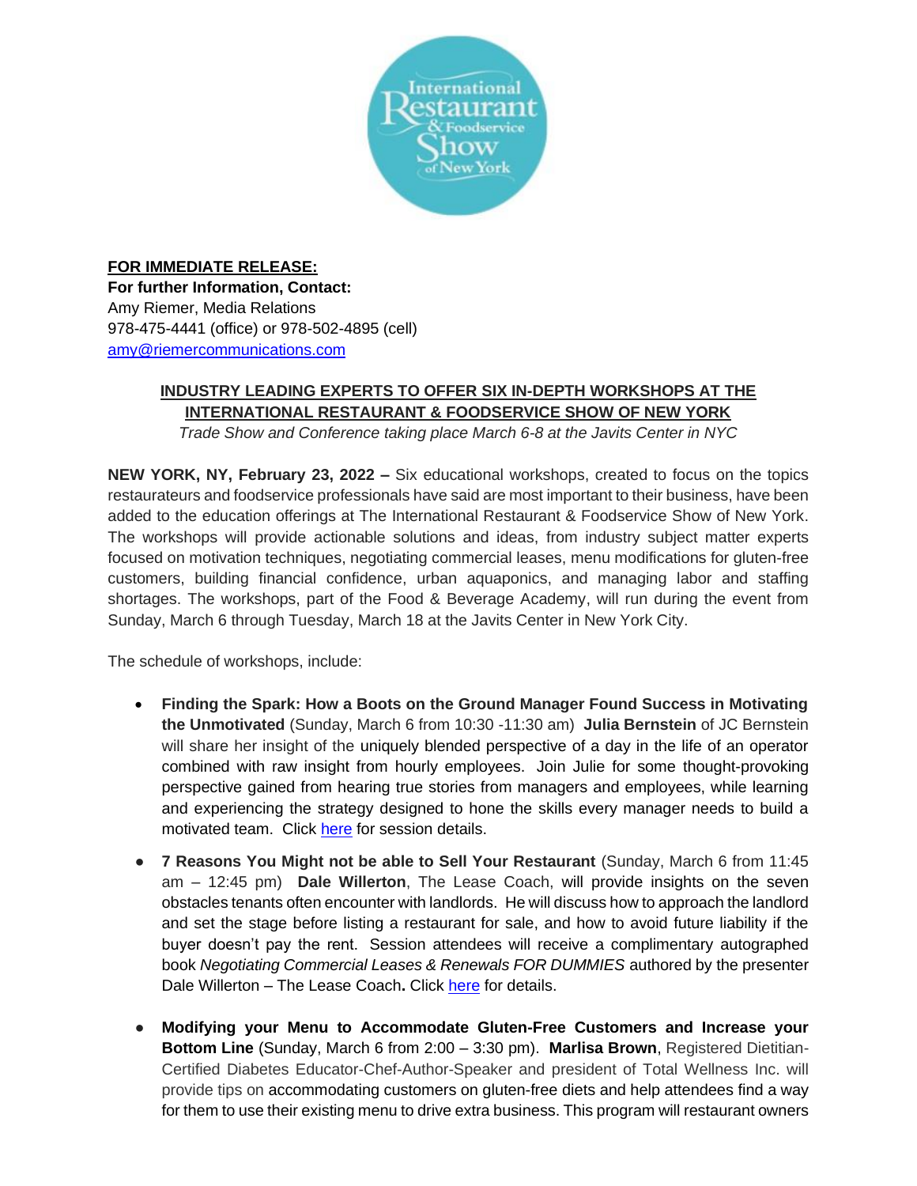**FOR IMMEDIATE RELEASE:**
**For further Information, Contact:**
Amy Riemer, Media Relations
978-475-4441 (office) or 978-502-4895 (cell)
amy@riemercommunications.com

## INDUSTRY LEADING EXPERTS TO OFFER SIX IN-DEPTH WORKSHOPS AT THE INTERNATIONAL RESTAURANT & FOODSERVICE SHOW OF NEW YORK

*Trade Show and Conference taking place March 6-8 at the Javits Center in NYC*

**NEW YORK, NY, February 23, 2022 –** Six educational workshops, created to focus on the topics restaurateurs and foodservice professionals have said are most important to their business, have been added to the education offerings at The International Restaurant & Foodservice Show of New York. The workshops will provide actionable solutions and ideas, from industry subject matter experts focused on motivation techniques, negotiating commercial leases, menu modifications for gluten-free customers, building financial confidence, urban aquaponics, and managing labor and staffing shortages. The workshops, part of the Food & Beverage Academy, will run during the event from Sunday, March 6 through Tuesday, March 18 at the Javits Center in New York City.

The schedule of workshops, include:

- **Finding the Spark: How a Boots on the Ground Manager Found Success in Motivating the Unmotivated** (Sunday, March 6 from 10:30 -11:30 am) **Julia Bernstein** of JC Bernstein will share her insight of the uniquely blended perspective of a day in the life of an operator combined with raw insight from hourly employees. Join Julie for some thought-provoking perspective gained from hearing true stories from managers and employees, while learning and experiencing the strategy designed to hone the skills every manager needs to build a motivated team. Click here for session details.

- **7 Reasons You Might not be able to Sell Your Restaurant** (Sunday, March 6 from 11:45 am – 12:45 pm) **Dale Willerton**, The Lease Coach, will provide insights on the seven obstacles tenants often encounter with landlords. He will discuss how to approach the landlord and set the stage before listing a restaurant for sale, and how to avoid future liability if the buyer doesn't pay the rent. Session attendees will receive a complimentary autographed book *Negotiating Commercial Leases & Renewals FOR DUMMIES* authored by the presenter Dale Willerton – The Lease Coach**.** Click here for details.

- **Modifying your Menu to Accommodate Gluten-Free Customers and Increase your Bottom Line** (Sunday, March 6 from 2:00 – 3:30 pm). **Marlisa Brown**, Registered Dietitian-Certified Diabetes Educator-Chef-Author-Speaker and president of Total Wellness Inc. will provide tips on accommodating customers on gluten-free diets and help attendees find a way for them to use their existing menu to drive extra business. This program will restaurant owners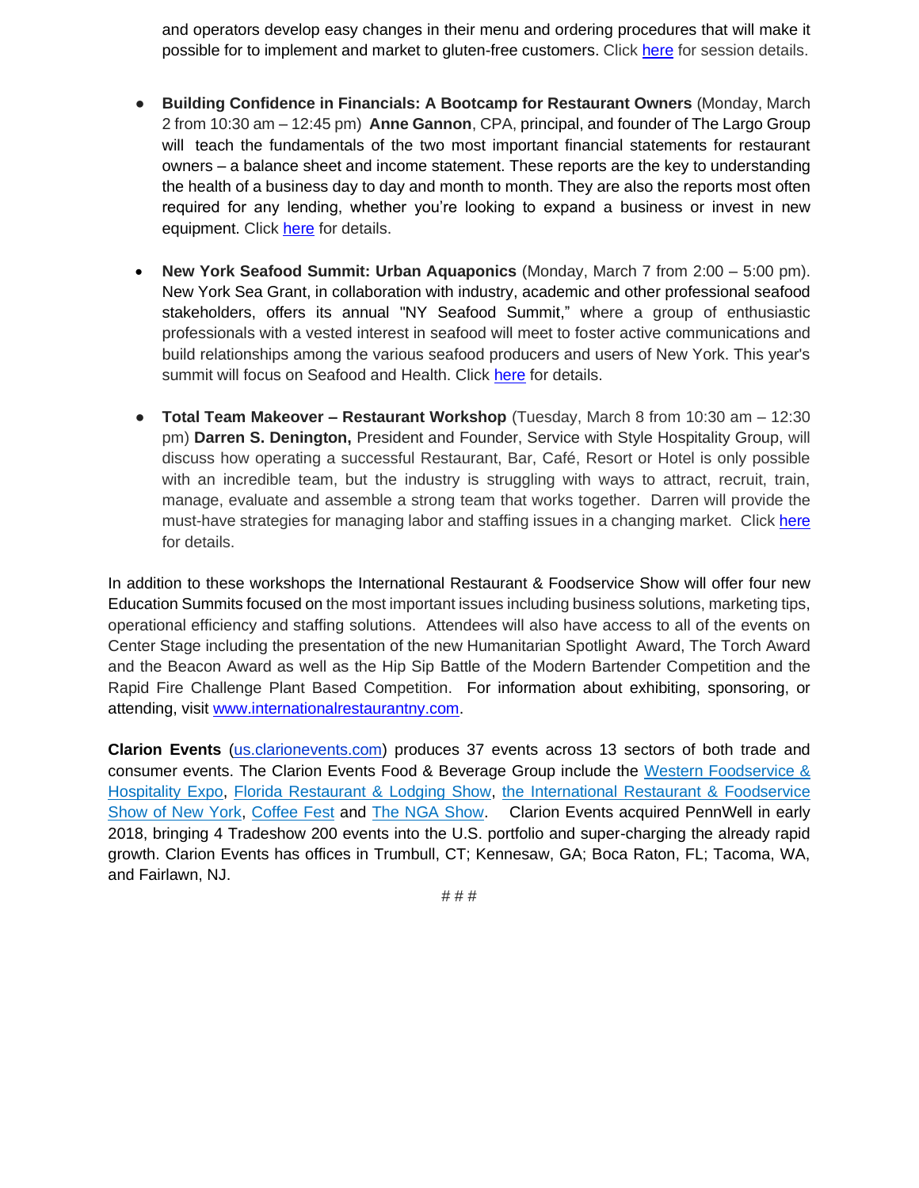and operators develop easy changes in their menu and ordering procedures that will make it possible for to implement and market to gluten-free customers. Click here for session details.

- **Building Confidence in Financials: A Bootcamp for Restaurant Owners** (Monday, March 2 from 10:30 am – 12:45 pm) **Anne Gannon**, CPA, principal, and founder of The Largo Group will teach the fundamentals of the two most important financial statements for restaurant owners – a balance sheet and income statement. These reports are the key to understanding the health of a business day to day and month to month. They are also the reports most often required for any lending, whether you're looking to expand a business or invest in new equipment. Click here for details.

- **New York Seafood Summit: Urban Aquaponics** (Monday, March 7 from 2:00 – 5:00 pm). New York Sea Grant, in collaboration with industry, academic and other professional seafood stakeholders, offers its annual "NY Seafood Summit," where a group of enthusiastic professionals with a vested interest in seafood will meet to foster active communications and build relationships among the various seafood producers and users of New York. This year's summit will focus on Seafood and Health. Click here for details.

- **Total Team Makeover – Restaurant Workshop** (Tuesday, March 8 from 10:30 am – 12:30 pm) **Darren S. Denington,** President and Founder, Service with Style Hospitality Group, will discuss how operating a successful Restaurant, Bar, Café, Resort or Hotel is only possible with an incredible team, but the industry is struggling with ways to attract, recruit, train, manage, evaluate and assemble a strong team that works together. Darren will provide the must-have strategies for managing labor and staffing issues in a changing market. Click here for details.

In addition to these workshops the International Restaurant & Foodservice Show will offer four new Education Summits focused on the most important issues including business solutions, marketing tips, operational efficiency and staffing solutions. Attendees will also have access to all of the events on Center Stage including the presentation of the new Humanitarian Spotlight Award, The Torch Award and the Beacon Award as well as the Hip Sip Battle of the Modern Bartender Competition and the Rapid Fire Challenge Plant Based Competition. For information about exhibiting, sponsoring, or attending, visit www.internationalrestaurantny.com.

**Clarion Events** (us.clarionevents.com) produces 37 events across 13 sectors of both trade and consumer events. The Clarion Events Food & Beverage Group include the Western Foodservice & Hospitality Expo, Florida Restaurant & Lodging Show, the International Restaurant & Foodservice Show of New York, Coffee Fest and The NGA Show. Clarion Events acquired PennWell in early 2018, bringing 4 Tradeshow 200 events into the U.S. portfolio and super-charging the already rapid growth. Clarion Events has offices in Trumbull, CT; Kennesaw, GA; Boca Raton, FL; Tacoma, WA, and Fairlawn, NJ.

# # #